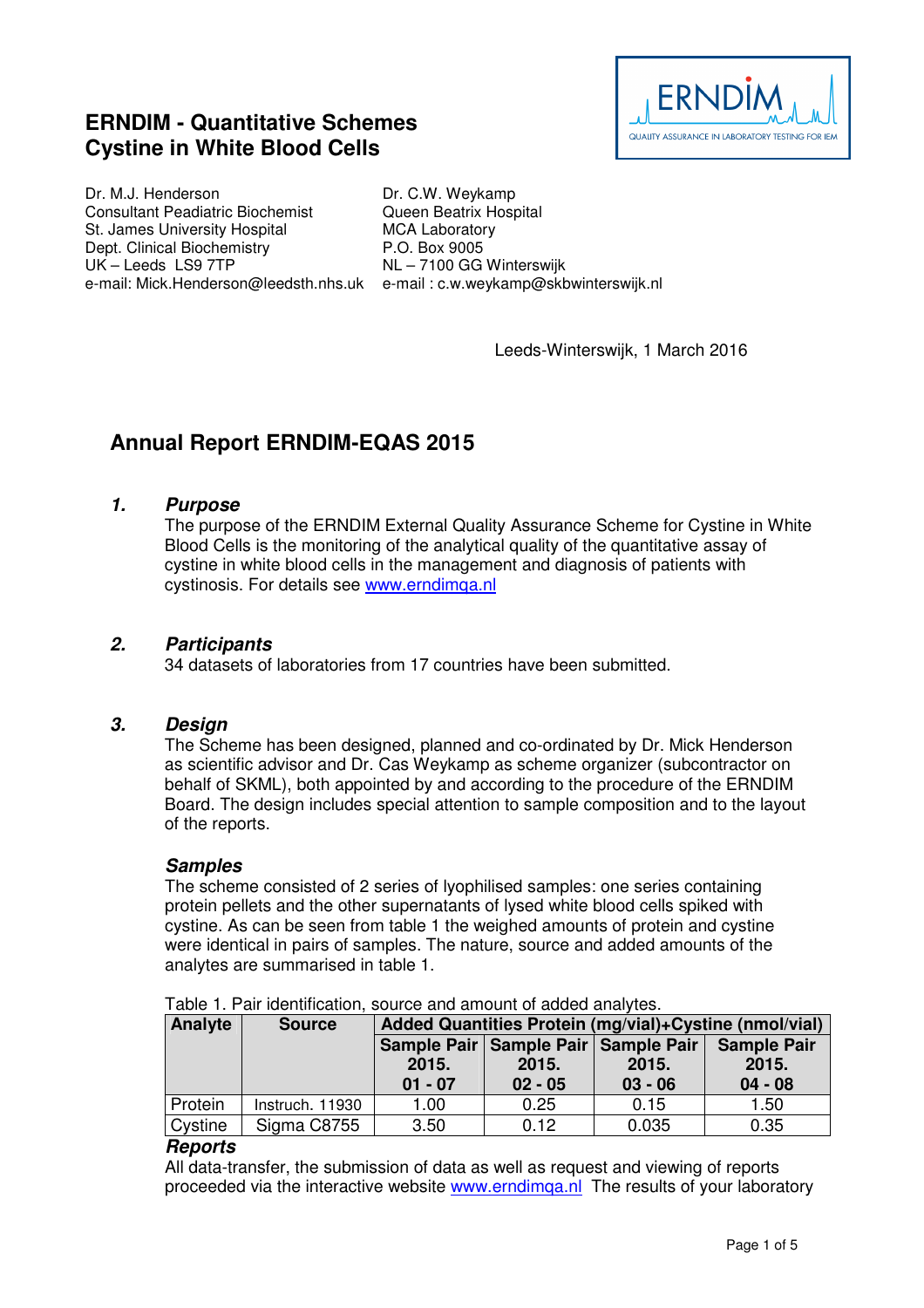# ERNDIM - Quantitative Schemes
# Cystine in White Blood Cells

Dr. M.J. Henderson
Consultant Peadiatric Biochemist
St. James University Hospital
Dept. Clinical Biochemistry
UK – Leeds LS9 7TP
e-mail: Mick.Henderson@leedsth.nhs.uk

Dr. C.W. Weykamp
Queen Beatrix Hospital
MCA Laboratory
P.O. Box 9005
NL – 7100 GG Winterswijk
e-mail : c.w.weykamp@skbwinterswijk.nl

Leeds-Winterswijk, 1 March 2016

## Annual Report ERNDIM-EQAS 2015

### 1. *Purpose*

The purpose of the ERNDIM External Quality Assurance Scheme for Cystine in White Blood Cells is the monitoring of the analytical quality of the quantitative assay of cystine in white blood cells in the management and diagnosis of patients with cystinosis. For details see www.erndimqa.nl

### 2. *Participants*

34 datasets of laboratories from 17 countries have been submitted.

### 3. *Design*

The Scheme has been designed, planned and co-ordinated by Dr. Mick Henderson as scientific advisor and Dr. Cas Weykamp as scheme organizer (subcontractor on behalf of SKML), both appointed by and according to the procedure of the ERNDIM Board. The design includes special attention to sample composition and to the layout of the reports.

#### *Samples*

The scheme consisted of 2 series of lyophilised samples: one series containing protein pellets and the other supernatants of lysed white blood cells spiked with cystine. As can be seen from table 1 the weighed amounts of protein and cystine were identical in pairs of samples. The nature, source and added amounts of the analytes are summarised in table 1.

Table 1. Pair identification, source and amount of added analytes.

| Analyte | Source | Added Quantities Protein (mg/vial)+Cystine (nmol/vial) | | | |
|---|---|---|---|---|---|
| | | Sample Pair 2015. 01 - 07 | Sample Pair 2015. 02 - 05 | Sample Pair 2015. 03 - 06 | Sample Pair 2015. 04 - 08 |
| Protein | Instruch. 11930 | 1.00 | 0.25 | 0.15 | 1.50 |
| Cystine | Sigma C8755 | 3.50 | 0.12 | 0.035 | 0.35 |

#### *Reports*

All data-transfer, the submission of data as well as request and viewing of reports proceeded via the interactive website www.erndimqa.nl The results of your laboratory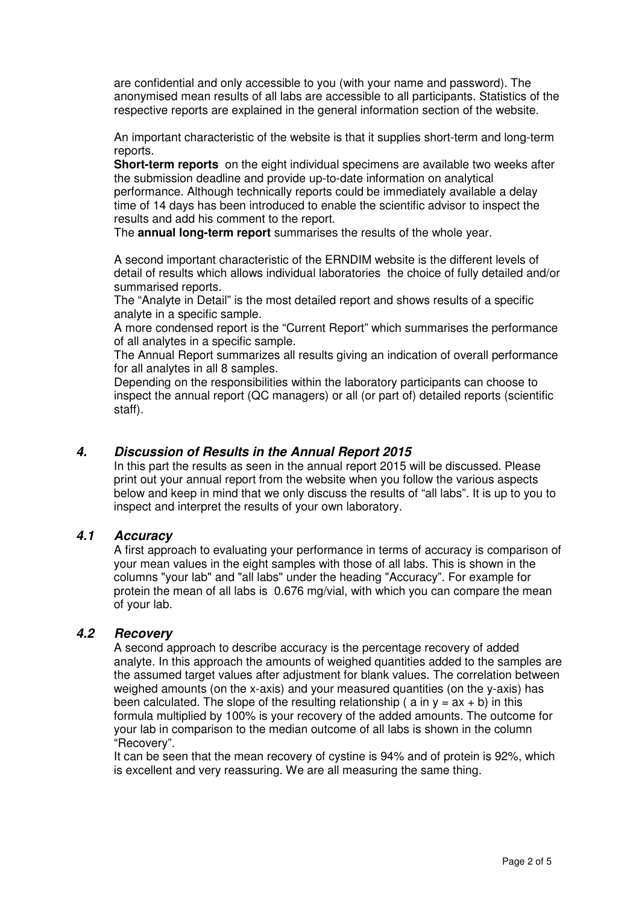are confidential and only accessible to you (with your name and password). The anonymised mean results of all labs are accessible to all participants. Statistics of the respective reports are explained in the general information section of the website.

An important characteristic of the website is that it supplies short-term and long-term reports.

**Short-term reports** on the eight individual specimens are available two weeks after the submission deadline and provide up-to-date information on analytical performance. Although technically reports could be immediately available a delay time of 14 days has been introduced to enable the scientific advisor to inspect the results and add his comment to the report.

The **annual long-term report** summarises the results of the whole year.

A second important characteristic of the ERNDIM website is the different levels of detail of results which allows individual laboratories the choice of fully detailed and/or summarised reports.

The "Analyte in Detail" is the most detailed report and shows results of a specific analyte in a specific sample.

A more condensed report is the "Current Report" which summarises the performance of all analytes in a specific sample.

The Annual Report summarizes all results giving an indication of overall performance for all analytes in all 8 samples.

Depending on the responsibilities within the laboratory participants can choose to inspect the annual report (QC managers) or all (or part of) detailed reports (scientific staff).

## *4. Discussion of Results in the Annual Report 2015*

In this part the results as seen in the annual report 2015 will be discussed. Please print out your annual report from the website when you follow the various aspects below and keep in mind that we only discuss the results of "all labs". It is up to you to inspect and interpret the results of your own laboratory.

### *4.1 Accuracy*

A first approach to evaluating your performance in terms of accuracy is comparison of your mean values in the eight samples with those of all labs. This is shown in the columns "your lab" and "all labs" under the heading "Accuracy". For example for protein the mean of all labs is 0.676 mg/vial, with which you can compare the mean of your lab.

### *4.2 Recovery*

A second approach to describe accuracy is the percentage recovery of added analyte. In this approach the amounts of weighed quantities added to the samples are the assumed target values after adjustment for blank values. The correlation between weighed amounts (on the x-axis) and your measured quantities (on the y-axis) has been calculated. The slope of the resulting relationship ( a in $y = ax + b$) in this formula multiplied by 100% is your recovery of the added amounts. The outcome for your lab in comparison to the median outcome of all labs is shown in the column "Recovery".

It can be seen that the mean recovery of cystine is 94% and of protein is 92%, which is excellent and very reassuring. We are all measuring the same thing.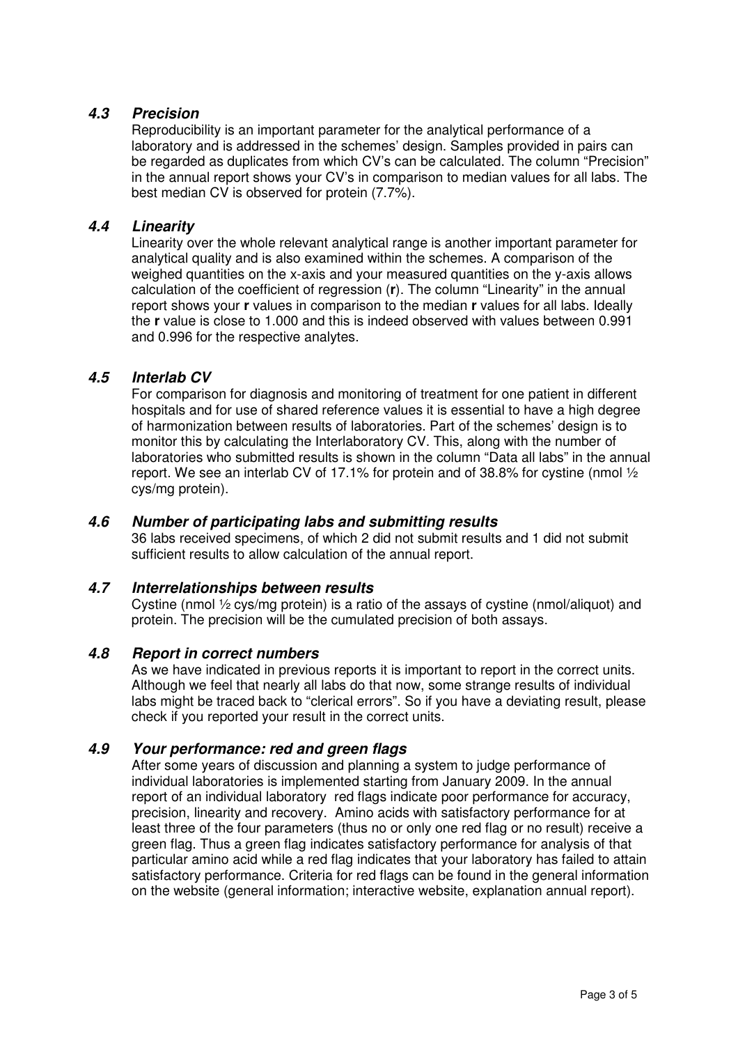### *4.3 Precision*

Reproducibility is an important parameter for the analytical performance of a laboratory and is addressed in the schemes' design. Samples provided in pairs can be regarded as duplicates from which CV's can be calculated. The column "Precision" in the annual report shows your CV's in comparison to median values for all labs. The best median CV is observed for protein (7.7%).

### *4.4 Linearity*

Linearity over the whole relevant analytical range is another important parameter for analytical quality and is also examined within the schemes. A comparison of the weighed quantities on the x-axis and your measured quantities on the y-axis allows calculation of the coefficient of regression (**r**). The column "Linearity" in the annual report shows your **r** values in comparison to the median **r** values for all labs. Ideally the **r** value is close to 1.000 and this is indeed observed with values between 0.991 and 0.996 for the respective analytes.

### *4.5 Interlab CV*

For comparison for diagnosis and monitoring of treatment for one patient in different hospitals and for use of shared reference values it is essential to have a high degree of harmonization between results of laboratories. Part of the schemes' design is to monitor this by calculating the Interlaboratory CV. This, along with the number of laboratories who submitted results is shown in the column "Data all labs" in the annual report. We see an interlab CV of 17.1% for protein and of 38.8% for cystine (nmol ½ cys/mg protein).

### *4.6 Number of participating labs and submitting results*

36 labs received specimens, of which 2 did not submit results and 1 did not submit sufficient results to allow calculation of the annual report.

### *4.7 Interrelationships between results*

Cystine (nmol ½ cys/mg protein) is a ratio of the assays of cystine (nmol/aliquot) and protein. The precision will be the cumulated precision of both assays.

### *4.8 Report in correct numbers*

As we have indicated in previous reports it is important to report in the correct units. Although we feel that nearly all labs do that now, some strange results of individual labs might be traced back to "clerical errors". So if you have a deviating result, please check if you reported your result in the correct units.

### *4.9 Your performance: red and green flags*

After some years of discussion and planning a system to judge performance of individual laboratories is implemented starting from January 2009. In the annual report of an individual laboratory red flags indicate poor performance for accuracy, precision, linearity and recovery. Amino acids with satisfactory performance for at least three of the four parameters (thus no or only one red flag or no result) receive a green flag. Thus a green flag indicates satisfactory performance for analysis of that particular amino acid while a red flag indicates that your laboratory has failed to attain satisfactory performance. Criteria for red flags can be found in the general information on the website (general information; interactive website, explanation annual report).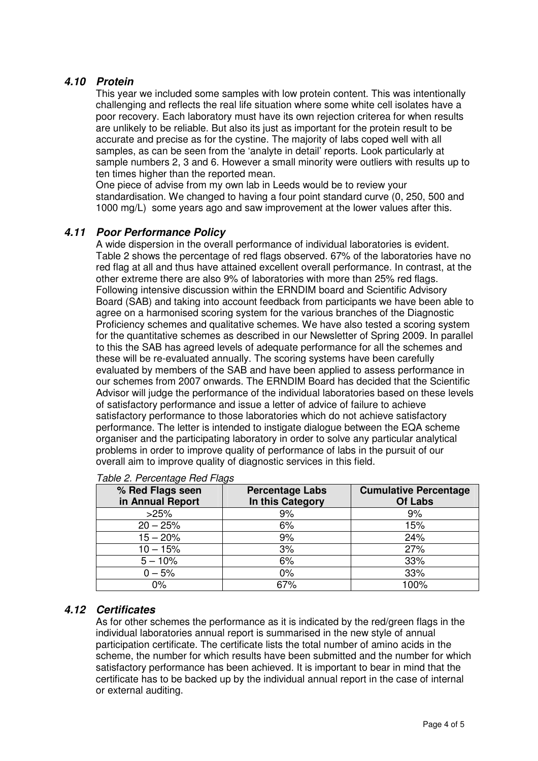### *4.10 Protein*

This year we included some samples with low protein content. This was intentionally challenging and reflects the real life situation where some white cell isolates have a poor recovery. Each laboratory must have its own rejection criterea for when results are unlikely to be reliable. But also its just as important for the protein result to be accurate and precise as for the cystine. The majority of labs coped well with all samples, as can be seen from the 'analyte in detail' reports. Look particularly at sample numbers 2, 3 and 6. However a small minority were outliers with results up to ten times higher than the reported mean.

One piece of advise from my own lab in Leeds would be to review your standardisation. We changed to having a four point standard curve (0, 250, 500 and 1000 mg/L) some years ago and saw improvement at the lower values after this.

### *4.11 Poor Performance Policy*

A wide dispersion in the overall performance of individual laboratories is evident. Table 2 shows the percentage of red flags observed. 67% of the laboratories have no red flag at all and thus have attained excellent overall performance. In contrast, at the other extreme there are also 9% of laboratories with more than 25% red flags. Following intensive discussion within the ERNDIM board and Scientific Advisory Board (SAB) and taking into account feedback from participants we have been able to agree on a harmonised scoring system for the various branches of the Diagnostic Proficiency schemes and qualitative schemes. We have also tested a scoring system for the quantitative schemes as described in our Newsletter of Spring 2009. In parallel to this the SAB has agreed levels of adequate performance for all the schemes and these will be re-evaluated annually. The scoring systems have been carefully evaluated by members of the SAB and have been applied to assess performance in our schemes from 2007 onwards. The ERNDIM Board has decided that the Scientific Advisor will judge the performance of the individual laboratories based on these levels of satisfactory performance and issue a letter of advice of failure to achieve satisfactory performance to those laboratories which do not achieve satisfactory performance. The letter is intended to instigate dialogue between the EQA scheme organiser and the participating laboratory in order to solve any particular analytical problems in order to improve quality of performance of labs in the pursuit of our overall aim to improve quality of diagnostic services in this field.

*Table 2. Percentage Red Flags*

| % Red Flags seen in Annual Report | Percentage Labs In this Category | Cumulative Percentage Of Labs |
|---|---|---|
| >25% | 9% | 9% |
| 20 – 25% | 6% | 15% |
| 15 – 20% | 9% | 24% |
| 10 – 15% | 3% | 27% |
| 5 – 10% | 6% | 33% |
| 0 – 5% | 0% | 33% |
| 0% | 67% | 100% |

### *4.12 Certificates*

As for other schemes the performance as it is indicated by the red/green flags in the individual laboratories annual report is summarised in the new style of annual participation certificate. The certificate lists the total number of amino acids in the scheme, the number for which results have been submitted and the number for which satisfactory performance has been achieved. It is important to bear in mind that the certificate has to be backed up by the individual annual report in the case of internal or external auditing.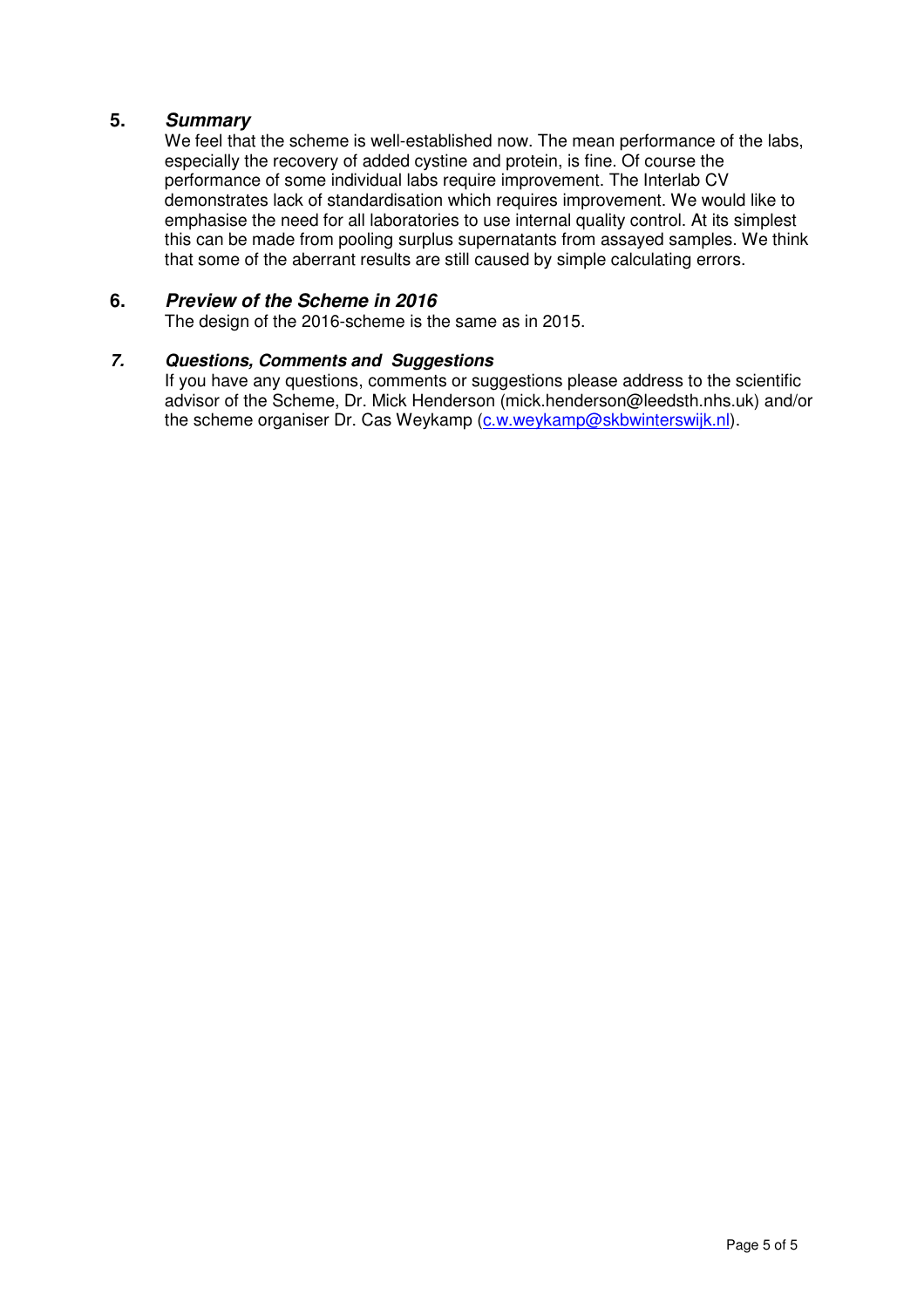## 5. *Summary*

We feel that the scheme is well-established now. The mean performance of the labs, especially the recovery of added cystine and protein, is fine. Of course the performance of some individual labs require improvement. The Interlab CV demonstrates lack of standardisation which requires improvement. We would like to emphasise the need for all laboratories to use internal quality control. At its simplest this can be made from pooling surplus supernatants from assayed samples. We think that some of the aberrant results are still caused by simple calculating errors.

## 6. *Preview of the Scheme in 2016*

The design of the 2016-scheme is the same as in 2015.

## *7. Questions, Comments and Suggestions*

If you have any questions, comments or suggestions please address to the scientific advisor of the Scheme, Dr. Mick Henderson (mick.henderson@leedsth.nhs.uk) and/or the scheme organiser Dr. Cas Weykamp (c.w.weykamp@skbwinterswijk.nl).